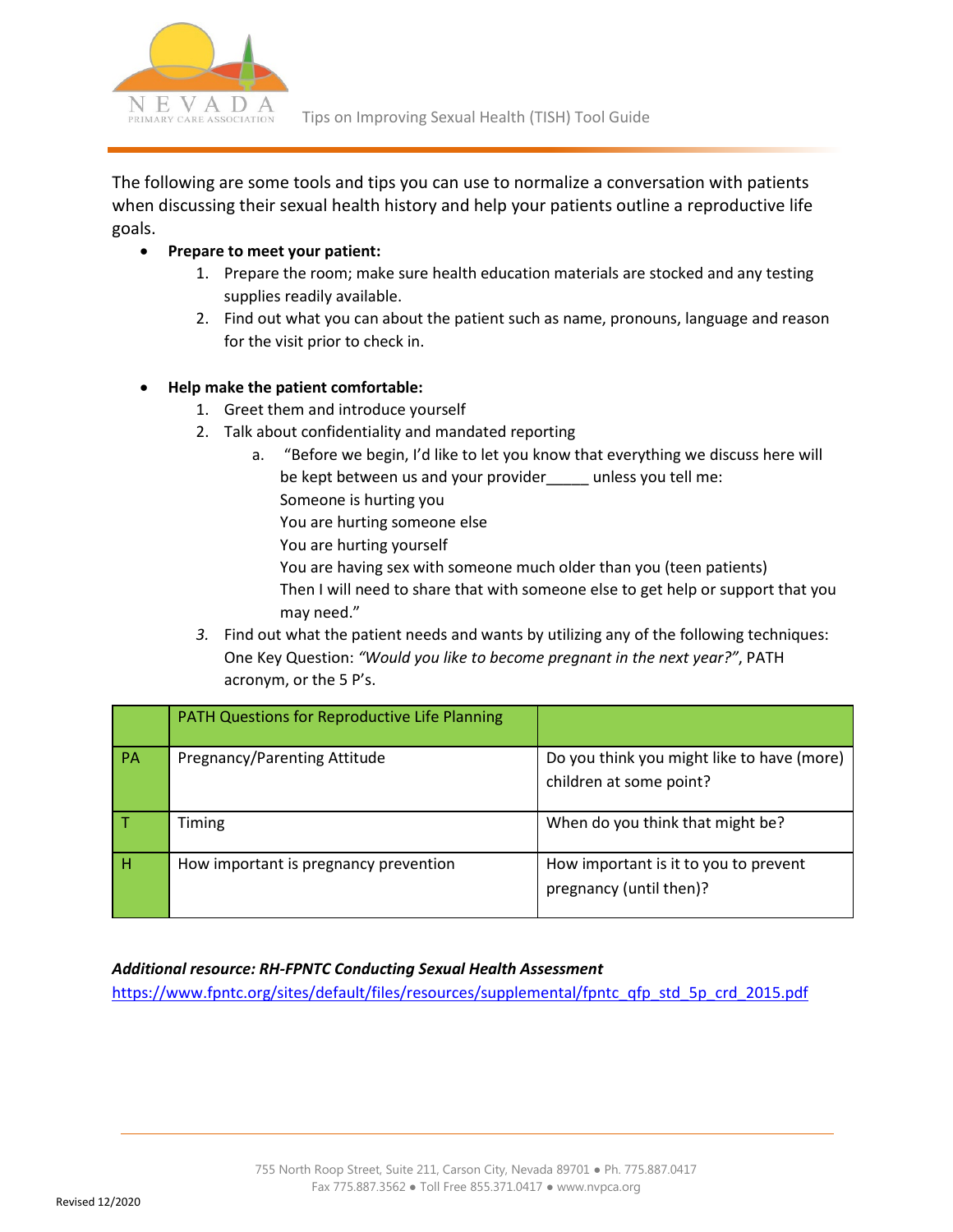# Tips on Improving Sexual Health (TISH) Tool Guide

The following are some tools and tips you can use to normalize a conversation with patients when discussing their sexual health history and help your patients outline a reproductive life goals.

- **Prepare to meet your patient:**
  1. Prepare the room; make sure health education materials are stocked and any testing supplies readily available.
  2. Find out what you can about the patient such as name, pronouns, language and reason for the visit prior to check in.

- **Help make the patient comfortable:**
  1. Greet them and introduce yourself
  2. Talk about confidentiality and mandated reporting
     a. "Before we begin, I'd like to let you know that everything we discuss here will be kept between us and your provider_____ unless you tell me:
        Someone is hurting you
        You are hurting someone else
        You are hurting yourself
        You are having sex with someone much older than you (teen patients)
        Then I will need to share that with someone else to get help or support that you may need."
  3. Find out what the patient needs and wants by utilizing any of the following techniques: One Key Question: *"Would you like to become pregnant in the next year?"*, PATH acronym, or the 5 P's.

| | PATH Questions for Reproductive Life Planning | |
|---|---|---|
| PA | Pregnancy/Parenting Attitude | Do you think you might like to have (more) children at some point? |
| T | Timing | When do you think that might be? |
| H | How important is pregnancy prevention | How important is it to you to prevent pregnancy (until then)? |

***Additional resource: RH-FPNTC Conducting Sexual Health Assessment***
https://www.fpntc.org/sites/default/files/resources/supplemental/fpntc_qfp_std_5p_crd_2015.pdf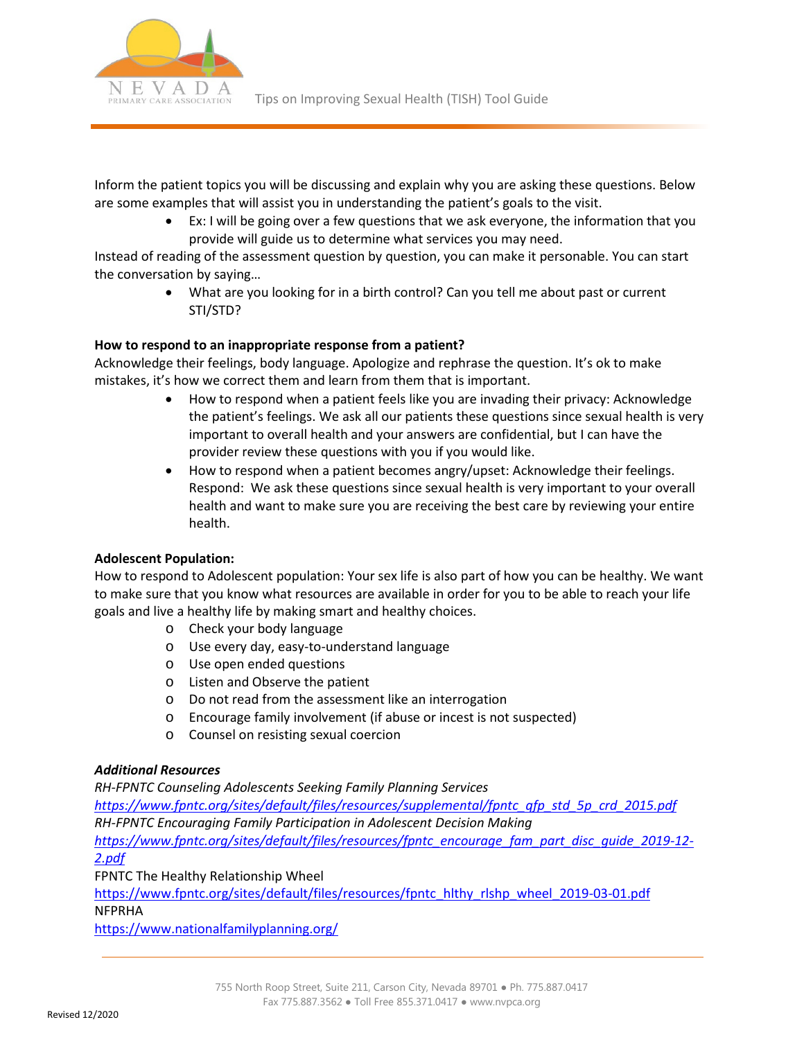Inform the patient topics you will be discussing and explain why you are asking these questions. Below are some examples that will assist you in understanding the patient's goals to the visit.

- Ex: I will be going over a few questions that we ask everyone, the information that you provide will guide us to determine what services you may need.

Instead of reading of the assessment question by question, you can make it personable. You can start the conversation by saying…

- What are you looking for in a birth control? Can you tell me about past or current STI/STD?

**How to respond to an inappropriate response from a patient?**

Acknowledge their feelings, body language. Apologize and rephrase the question. It's ok to make mistakes, it's how we correct them and learn from them that is important.

- How to respond when a patient feels like you are invading their privacy: Acknowledge the patient's feelings. We ask all our patients these questions since sexual health is very important to overall health and your answers are confidential, but I can have the provider review these questions with you if you would like.
- How to respond when a patient becomes angry/upset: Acknowledge their feelings. Respond: We ask these questions since sexual health is very important to your overall health and want to make sure you are receiving the best care by reviewing your entire health.

**Adolescent Population:**

How to respond to Adolescent population: Your sex life is also part of how you can be healthy. We want to make sure that you know what resources are available in order for you to be able to reach your life goals and live a healthy life by making smart and healthy choices.

- Check your body language
- Use every day, easy-to-understand language
- Use open ended questions
- Listen and Observe the patient
- Do not read from the assessment like an interrogation
- Encourage family involvement (if abuse or incest is not suspected)
- Counsel on resisting sexual coercion

***Additional Resources***

*RH-FPNTC Counseling Adolescents Seeking Family Planning Services*
*https://www.fpntc.org/sites/default/files/resources/supplemental/fpntc_qfp_std_5p_crd_2015.pdf*
*RH-FPNTC Encouraging Family Participation in Adolescent Decision Making*
*https://www.fpntc.org/sites/default/files/resources/fpntc_encourage_fam_part_disc_guide_2019-12-2.pdf*
FPNTC The Healthy Relationship Wheel
https://www.fpntc.org/sites/default/files/resources/fpntc_hlthy_rlshp_wheel_2019-03-01.pdf
NFPRHA
https://www.nationalfamilyplanning.org/